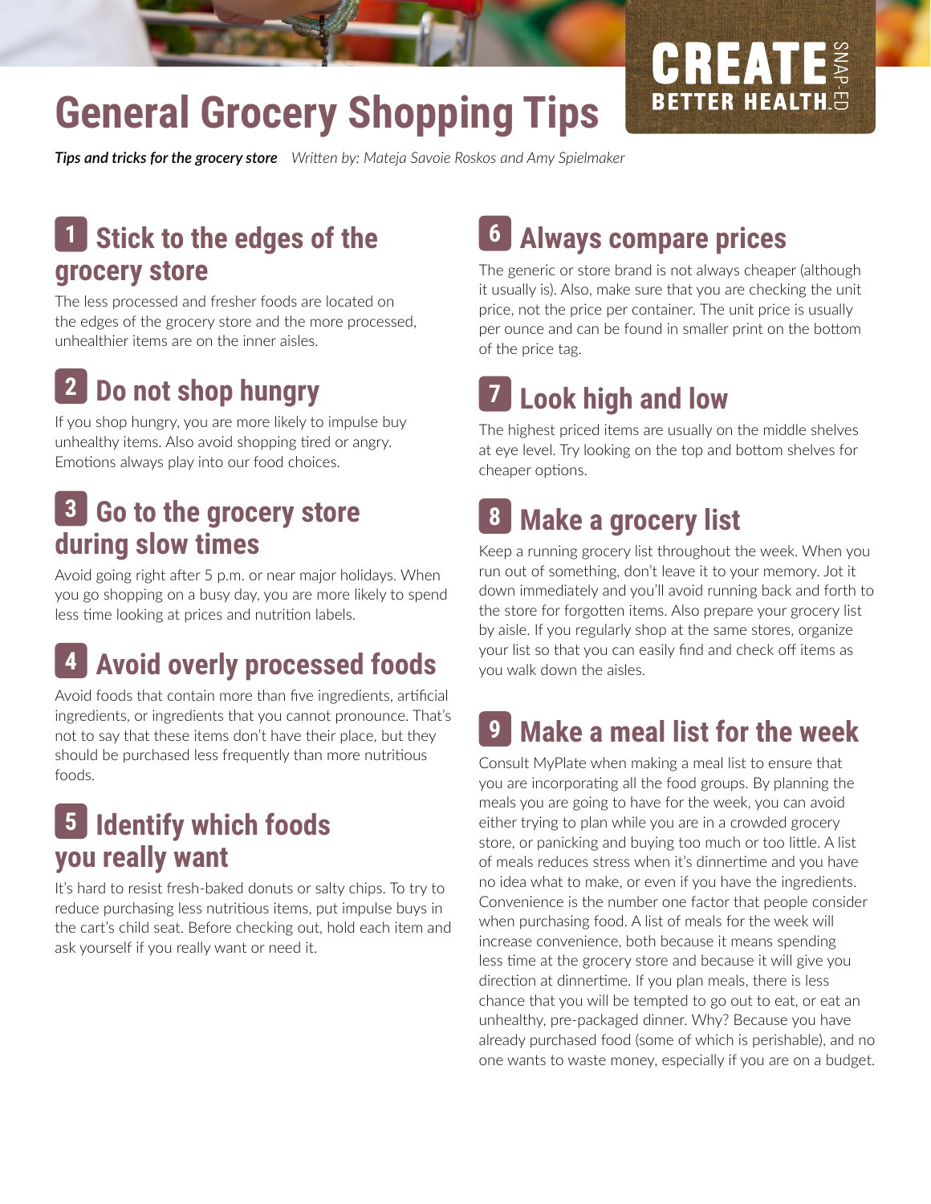# General Grocery Shopping Tips

CREATE BETTER HEALTH SNAP-ED

***Tips and tricks for the grocery store*** *Written by: Mateja Savoie Roskos and Amy Spielmaker*

## 1 Stick to the edges of the grocery store

The less processed and fresher foods are located on the edges of the grocery store and the more processed, unhealthier items are on the inner aisles.

## 2 Do not shop hungry

If you shop hungry, you are more likely to impulse buy unhealthy items. Also avoid shopping tired or angry. Emotions always play into our food choices.

## 3 Go to the grocery store during slow times

Avoid going right after 5 p.m. or near major holidays. When you go shopping on a busy day, you are more likely to spend less time looking at prices and nutrition labels.

## 4 Avoid overly processed foods

Avoid foods that contain more than five ingredients, artificial ingredients, or ingredients that you cannot pronounce. That's not to say that these items don't have their place, but they should be purchased less frequently than more nutritious foods.

## 5 Identify which foods you really want

It's hard to resist fresh-baked donuts or salty chips. To try to reduce purchasing less nutritious items, put impulse buys in the cart's child seat. Before checking out, hold each item and ask yourself if you really want or need it.

## 6 Always compare prices

The generic or store brand is not always cheaper (although it usually is). Also, make sure that you are checking the unit price, not the price per container. The unit price is usually per ounce and can be found in smaller print on the bottom of the price tag.

## 7 Look high and low

The highest priced items are usually on the middle shelves at eye level. Try looking on the top and bottom shelves for cheaper options.

## 8 Make a grocery list

Keep a running grocery list throughout the week. When you run out of something, don't leave it to your memory. Jot it down immediately and you'll avoid running back and forth to the store for forgotten items. Also prepare your grocery list by aisle. If you regularly shop at the same stores, organize your list so that you can easily find and check off items as you walk down the aisles.

## 9 Make a meal list for the week

Consult MyPlate when making a meal list to ensure that you are incorporating all the food groups. By planning the meals you are going to have for the week, you can avoid either trying to plan while you are in a crowded grocery store, or panicking and buying too much or too little. A list of meals reduces stress when it's dinnertime and you have no idea what to make, or even if you have the ingredients. Convenience is the number one factor that people consider when purchasing food. A list of meals for the week will increase convenience, both because it means spending less time at the grocery store and because it will give you direction at dinnertime. If you plan meals, there is less chance that you will be tempted to go out to eat, or eat an unhealthy, pre-packaged dinner. Why? Because you have already purchased food (some of which is perishable), and no one wants to waste money, especially if you are on a budget.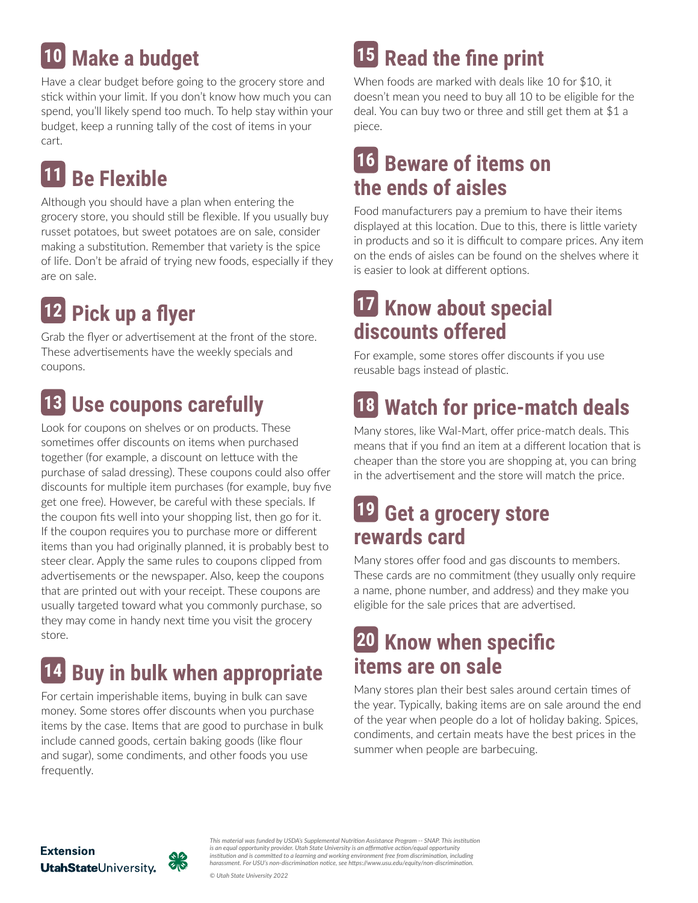## 10 Make a budget

Have a clear budget before going to the grocery store and stick within your limit. If you don't know how much you can spend, you'll likely spend too much. To help stay within your budget, keep a running tally of the cost of items in your cart.

## 11 Be Flexible

Although you should have a plan when entering the grocery store, you should still be flexible. If you usually buy russet potatoes, but sweet potatoes are on sale, consider making a substitution. Remember that variety is the spice of life. Don't be afraid of trying new foods, especially if they are on sale.

## 12 Pick up a flyer

Grab the flyer or advertisement at the front of the store. These advertisements have the weekly specials and coupons.

## 13 Use coupons carefully

Look for coupons on shelves or on products. These sometimes offer discounts on items when purchased together (for example, a discount on lettuce with the purchase of salad dressing). These coupons could also offer discounts for multiple item purchases (for example, buy five get one free). However, be careful with these specials. If the coupon fits well into your shopping list, then go for it. If the coupon requires you to purchase more or different items than you had originally planned, it is probably best to steer clear. Apply the same rules to coupons clipped from advertisements or the newspaper. Also, keep the coupons that are printed out with your receipt. These coupons are usually targeted toward what you commonly purchase, so they may come in handy next time you visit the grocery store.

## 14 Buy in bulk when appropriate

For certain imperishable items, buying in bulk can save money. Some stores offer discounts when you purchase items by the case. Items that are good to purchase in bulk include canned goods, certain baking goods (like flour and sugar), some condiments, and other foods you use frequently.

## 15 Read the fine print

When foods are marked with deals like 10 for $10, it doesn't mean you need to buy all 10 to be eligible for the deal. You can buy two or three and still get them at $1 a piece.

## 16 Beware of items on the ends of aisles

Food manufacturers pay a premium to have their items displayed at this location. Due to this, there is little variety in products and so it is difficult to compare prices. Any item on the ends of aisles can be found on the shelves where it is easier to look at different options.

## 17 Know about special discounts offered

For example, some stores offer discounts if you use reusable bags instead of plastic.

## 18 Watch for price-match deals

Many stores, like Wal-Mart, offer price-match deals. This means that if you find an item at a different location that is cheaper than the store you are shopping at, you can bring in the advertisement and the store will match the price.

## 19 Get a grocery store rewards card

Many stores offer food and gas discounts to members. These cards are no commitment (they usually only require a name, phone number, and address) and they make you eligible for the sale prices that are advertised.

## 20 Know when specific items are on sale

Many stores plan their best sales around certain times of the year. Typically, baking items are on sale around the end of the year when people do a lot of holiday baking. Spices, condiments, and certain meats have the best prices in the summer when people are barbecuing.

Extension
UtahStateUniversity.

*This material was funded by USDA's Supplemental Nutrition Assistance Program -- SNAP. This institution is an equal opportunity provider. Utah State University is an affirmative action/equal opportunity institution and is committed to a learning and working environment free from discrimination, including harassment. For USU's non-discrimination notice, see https://www.usu.edu/equity/non-discrimination.*

*© Utah State University 2022*